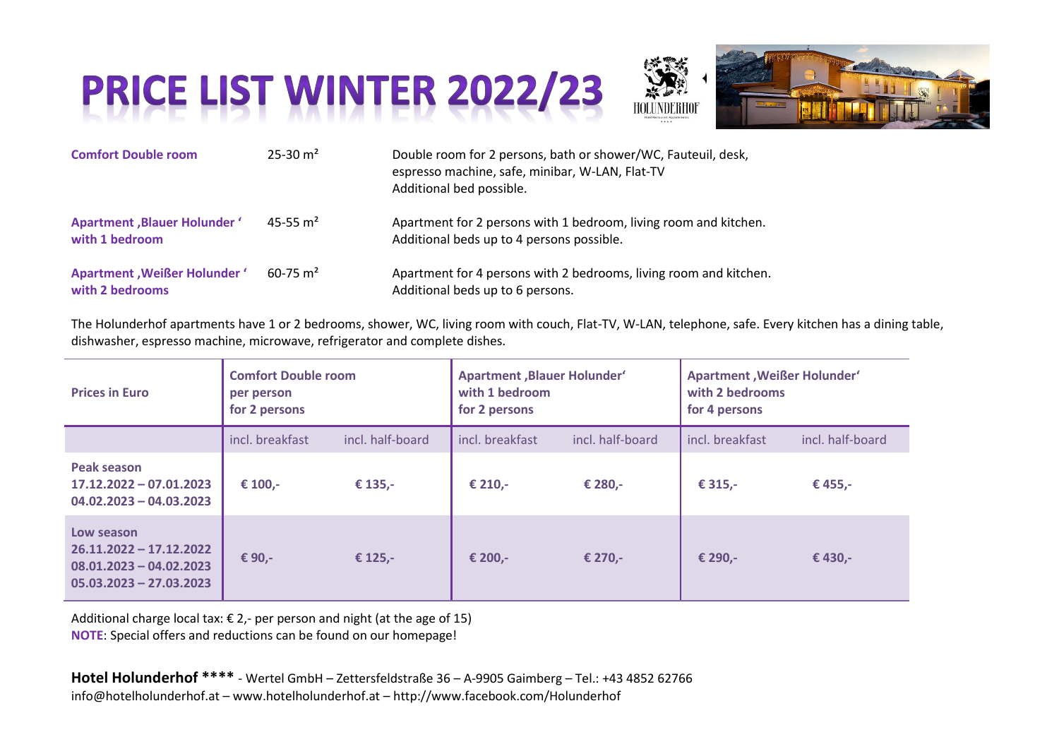# PRICE LIST WINTER 2022/23

| | | |
|---|---|---|
| **Comfort Double room** | 25-30 m² | Double room for 2 persons, bath or shower/WC, Fauteuil, desk, espresso machine, safe, minibar, W-LAN, Flat-TV<br>Additional bed possible. |
| **Apartment ‚Blauer Holunder ‘ with 1 bedroom** | 45-55 m² | Apartment for 2 persons with 1 bedroom, living room and kitchen.<br>Additional beds up to 4 persons possible. |
| **Apartment ‚Weißer Holunder ‘ with 2 bedrooms** | 60-75 m² | Apartment for 4 persons with 2 bedrooms, living room and kitchen.<br>Additional beds up to 6 persons. |

The Holunderhof apartments have 1 or 2 bedrooms, shower, WC, living room with couch, Flat-TV, W-LAN, telephone, safe. Every kitchen has a dining table, dishwasher, espresso machine, microwave, refrigerator and complete dishes.

| **Prices in Euro** | **Comfort Double room per person for 2 persons** | | **Apartment ‚Blauer Holunder‘ with 1 bedroom for 2 persons** | | **Apartment ‚Weißer Holunder‘ with 2 bedrooms for 4 persons** | |
|---|---|---|---|---|---|---|
| | incl. breakfast | incl. half-board | incl. breakfast | incl. half-board | incl. breakfast | incl. half-board |
| **Peak season**<br>**17.12.2022 – 07.01.2023**<br>**04.02.2023 – 04.03.2023** | **€ 100,-** | **€ 135,-** | **€ 210,-** | **€ 280,-** | **€ 315,-** | **€ 455,-** |
| **Low season**<br>**26.11.2022 – 17.12.2022**<br>**08.01.2023 – 04.02.2023**<br>**05.03.2023 – 27.03.2023** | **€ 90,-** | **€ 125,-** | **€ 200,-** | **€ 270,-** | **€ 290,-** | **€ 430,-** |

Additional charge local tax: € 2,- per person and night (at the age of 15)

**NOTE**: Special offers and reductions can be found on our homepage!

**Hotel Holunderhof \*\*\*\*** - Wertel GmbH – Zettersfeldstraße 36 – A-9905 Gaimberg – Tel.: +43 4852 62766
info@hotelholunderhof.at – www.hotelholunderhof.at – http://www.facebook.com/Holunderhof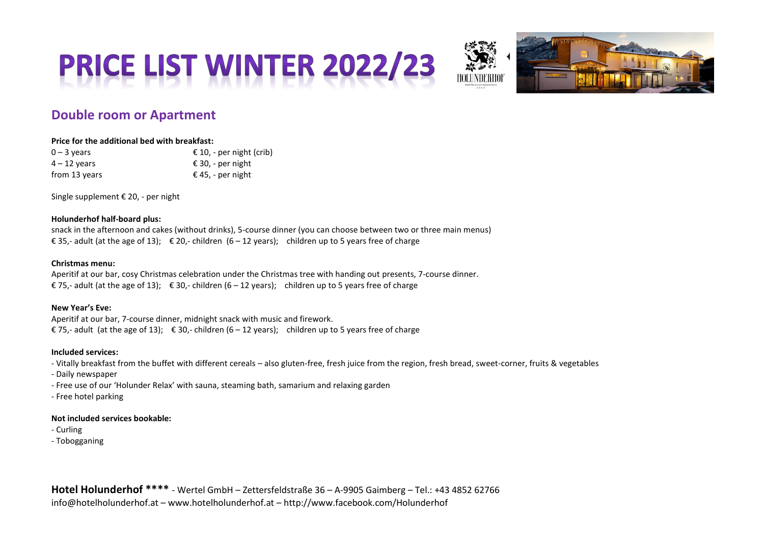# PRICE LIST WINTER 2022/23

## Double room or Apartment

**Price for the additional bed with breakfast:**

| | |
|---|---|
| 0 – 3 years | € 10, - per night (crib) |
| 4 – 12 years | € 30, - per night |
| from 13 years | € 45, - per night |

Single supplement € 20, - per night

**Holunderhof half-board plus:**

snack in the afternoon and cakes (without drinks), 5-course dinner (you can choose between two or three main menus)
€ 35,- adult (at the age of 13); € 20,- children (6 – 12 years); children up to 5 years free of charge

**Christmas menu:**

Aperitif at our bar, cosy Christmas celebration under the Christmas tree with handing out presents, 7-course dinner.
€ 75,- adult (at the age of 13); € 30,- children (6 – 12 years); children up to 5 years free of charge

**New Year's Eve:**

Aperitif at our bar, 7-course dinner, midnight snack with music and firework.
€ 75,- adult (at the age of 13); € 30,- children (6 – 12 years); children up to 5 years free of charge

**Included services:**

- Vitally breakfast from the buffet with different cereals – also gluten-free, fresh juice from the region, fresh bread, sweet-corner, fruits & vegetables
- Daily newspaper
- Free use of our 'Holunder Relax' with sauna, steaming bath, samarium and relaxing garden
- Free hotel parking

**Not included services bookable:**

- Curling
- Tobogganing

**Hotel Holunderhof \*\*\*\*** - Wertel GmbH – Zettersfeldstraße 36 – A-9905 Gaimberg – Tel.: +43 4852 62766
info@hotelholunderhof.at – www.hotelholunderhof.at – http://www.facebook.com/Holunderhof